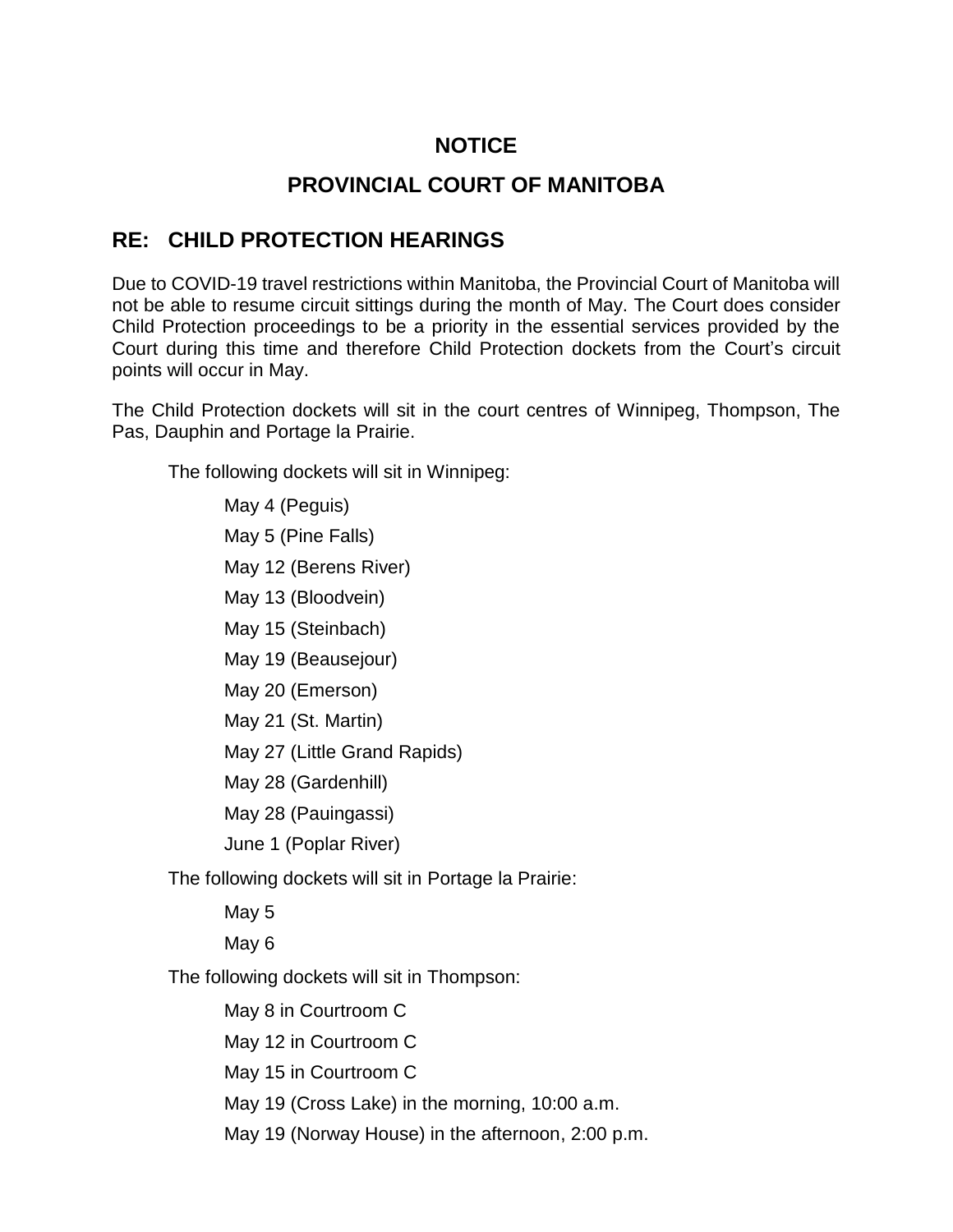# NOTICE

# PROVINCIAL COURT OF MANITOBA

## RE: CHILD PROTECTION HEARINGS

Due to COVID-19 travel restrictions within Manitoba, the Provincial Court of Manitoba will not be able to resume circuit sittings during the month of May. The Court does consider Child Protection proceedings to be a priority in the essential services provided by the Court during this time and therefore Child Protection dockets from the Court's circuit points will occur in May.

The Child Protection dockets will sit in the court centres of Winnipeg, Thompson, The Pas, Dauphin and Portage la Prairie.

The following dockets will sit in Winnipeg:

- May 4 (Peguis)
- May 5 (Pine Falls)
- May 12 (Berens River)
- May 13 (Bloodvein)
- May 15 (Steinbach)
- May 19 (Beausejour)
- May 20 (Emerson)
- May 21 (St. Martin)
- May 27 (Little Grand Rapids)
- May 28 (Gardenhill)
- May 28 (Pauingassi)
- June 1 (Poplar River)

The following dockets will sit in Portage la Prairie:

- May 5
- May 6

The following dockets will sit in Thompson:

- May 8 in Courtroom C
- May 12 in Courtroom C
- May 15 in Courtroom C
- May 19 (Cross Lake) in the morning, 10:00 a.m.
- May 19 (Norway House) in the afternoon, 2:00 p.m.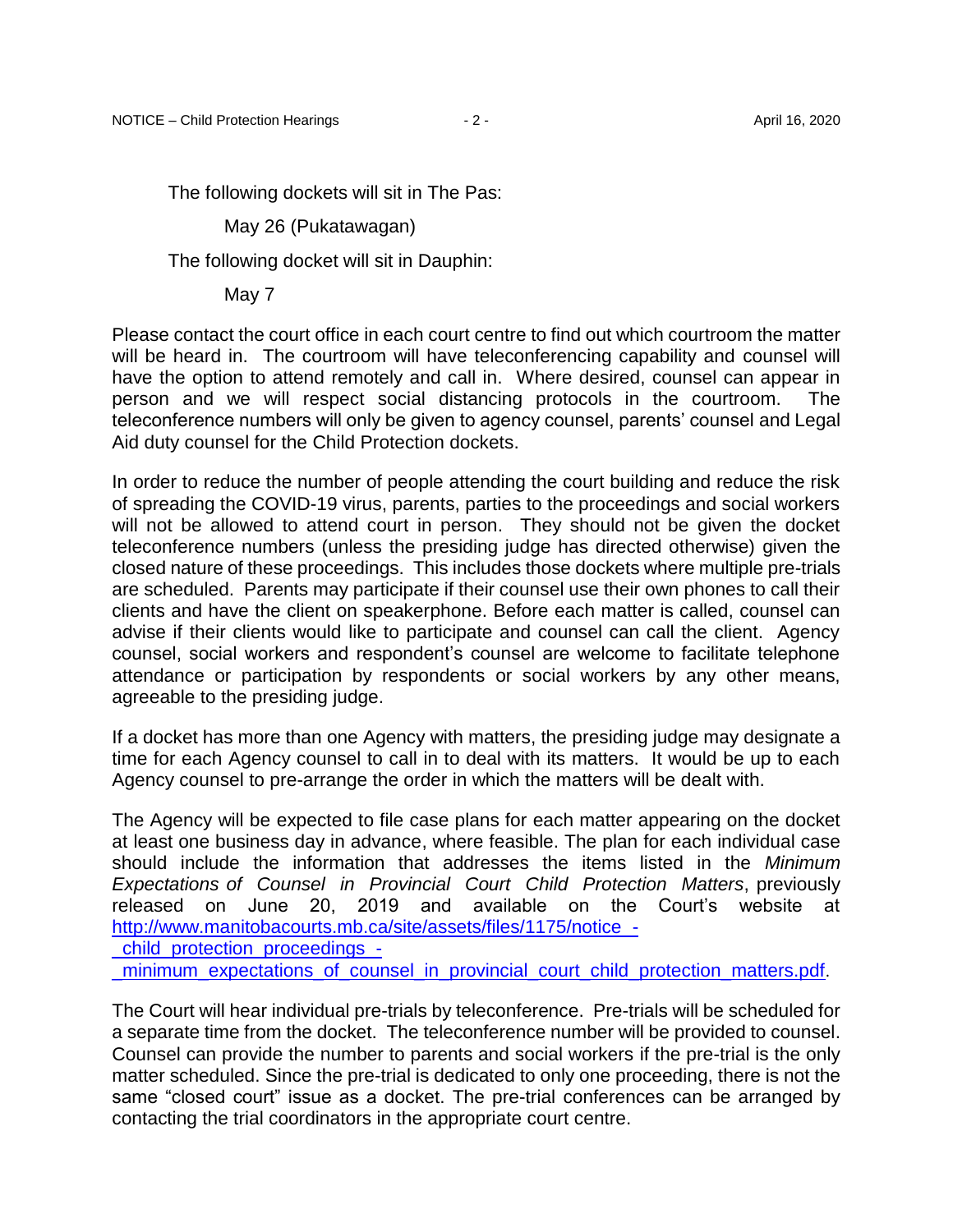The following dockets will sit in The Pas:

May 26 (Pukatawagan)

The following docket will sit in Dauphin:

May 7

Please contact the court office in each court centre to find out which courtroom the matter will be heard in. The courtroom will have teleconferencing capability and counsel will have the option to attend remotely and call in. Where desired, counsel can appear in person and we will respect social distancing protocols in the courtroom. The teleconference numbers will only be given to agency counsel, parents' counsel and Legal Aid duty counsel for the Child Protection dockets.

In order to reduce the number of people attending the court building and reduce the risk of spreading the COVID-19 virus, parents, parties to the proceedings and social workers will not be allowed to attend court in person. They should not be given the docket teleconference numbers (unless the presiding judge has directed otherwise) given the closed nature of these proceedings. This includes those dockets where multiple pre-trials are scheduled. Parents may participate if their counsel use their own phones to call their clients and have the client on speakerphone. Before each matter is called, counsel can advise if their clients would like to participate and counsel can call the client. Agency counsel, social workers and respondent's counsel are welcome to facilitate telephone attendance or participation by respondents or social workers by any other means, agreeable to the presiding judge.

If a docket has more than one Agency with matters, the presiding judge may designate a time for each Agency counsel to call in to deal with its matters. It would be up to each Agency counsel to pre-arrange the order in which the matters will be dealt with.

The Agency will be expected to file case plans for each matter appearing on the docket at least one business day in advance, where feasible. The plan for each individual case should include the information that addresses the items listed in the *Minimum Expectations of Counsel in Provincial Court Child Protection Matters*, previously released on June 20, 2019 and available on the Court's website at http://www.manitobacourts.mb.ca/site/assets/files/1175/notice_-_child_protection_proceedings_-_minimum_expectations_of_counsel_in_provincial_court_child_protection_matters.pdf.

The Court will hear individual pre-trials by teleconference. Pre-trials will be scheduled for a separate time from the docket. The teleconference number will be provided to counsel. Counsel can provide the number to parents and social workers if the pre-trial is the only matter scheduled. Since the pre-trial is dedicated to only one proceeding, there is not the same "closed court" issue as a docket. The pre-trial conferences can be arranged by contacting the trial coordinators in the appropriate court centre.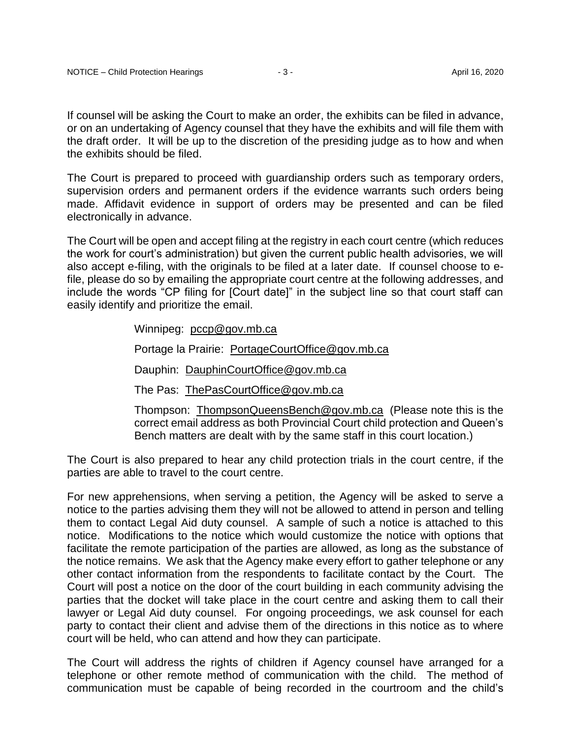If counsel will be asking the Court to make an order, the exhibits can be filed in advance, or on an undertaking of Agency counsel that they have the exhibits and will file them with the draft order. It will be up to the discretion of the presiding judge as to how and when the exhibits should be filed.

The Court is prepared to proceed with guardianship orders such as temporary orders, supervision orders and permanent orders if the evidence warrants such orders being made. Affidavit evidence in support of orders may be presented and can be filed electronically in advance.

The Court will be open and accept filing at the registry in each court centre (which reduces the work for court's administration) but given the current public health advisories, we will also accept e-filing, with the originals to be filed at a later date. If counsel choose to e-file, please do so by emailing the appropriate court centre at the following addresses, and include the words "CP filing for [Court date]" in the subject line so that court staff can easily identify and prioritize the email.

> Winnipeg: pccp@gov.mb.ca
>
> Portage la Prairie: PortageCourtOffice@gov.mb.ca
>
> Dauphin: DauphinCourtOffice@gov.mb.ca
>
> The Pas: ThePasCourtOffice@gov.mb.ca
>
> Thompson: ThompsonQueensBench@gov.mb.ca (Please note this is the correct email address as both Provincial Court child protection and Queen's Bench matters are dealt with by the same staff in this court location.)

The Court is also prepared to hear any child protection trials in the court centre, if the parties are able to travel to the court centre.

For new apprehensions, when serving a petition, the Agency will be asked to serve a notice to the parties advising them they will not be allowed to attend in person and telling them to contact Legal Aid duty counsel. A sample of such a notice is attached to this notice. Modifications to the notice which would customize the notice with options that facilitate the remote participation of the parties are allowed, as long as the substance of the notice remains. We ask that the Agency make every effort to gather telephone or any other contact information from the respondents to facilitate contact by the Court. The Court will post a notice on the door of the court building in each community advising the parties that the docket will take place in the court centre and asking them to call their lawyer or Legal Aid duty counsel. For ongoing proceedings, we ask counsel for each party to contact their client and advise them of the directions in this notice as to where court will be held, who can attend and how they can participate.

The Court will address the rights of children if Agency counsel have arranged for a telephone or other remote method of communication with the child. The method of communication must be capable of being recorded in the courtroom and the child's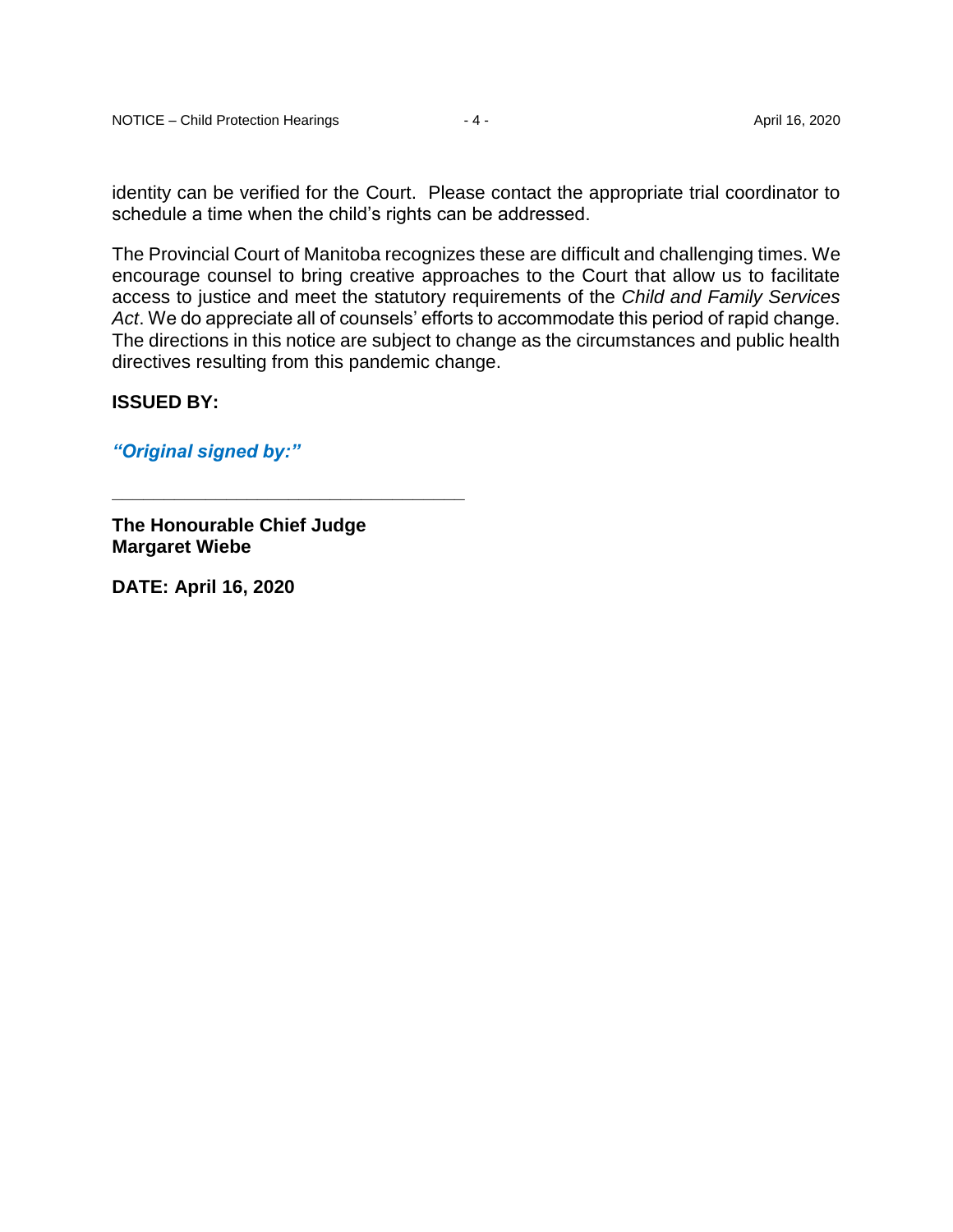identity can be verified for the Court. Please contact the appropriate trial coordinator to schedule a time when the child's rights can be addressed.

The Provincial Court of Manitoba recognizes these are difficult and challenging times. We encourage counsel to bring creative approaches to the Court that allow us to facilitate access to justice and meet the statutory requirements of the *Child and Family Services Act*. We do appreciate all of counsels' efforts to accommodate this period of rapid change. The directions in this notice are subject to change as the circumstances and public health directives resulting from this pandemic change.

**ISSUED BY:**

***"Original signed by:"***

\_\_\_\_\_\_\_\_\_\_\_\_\_\_\_\_\_\_\_\_\_\_\_\_\_\_\_\_\_\_\_\_\_\_\_\_

**The Honourable Chief Judge**
**Margaret Wiebe**

**DATE: April 16, 2020**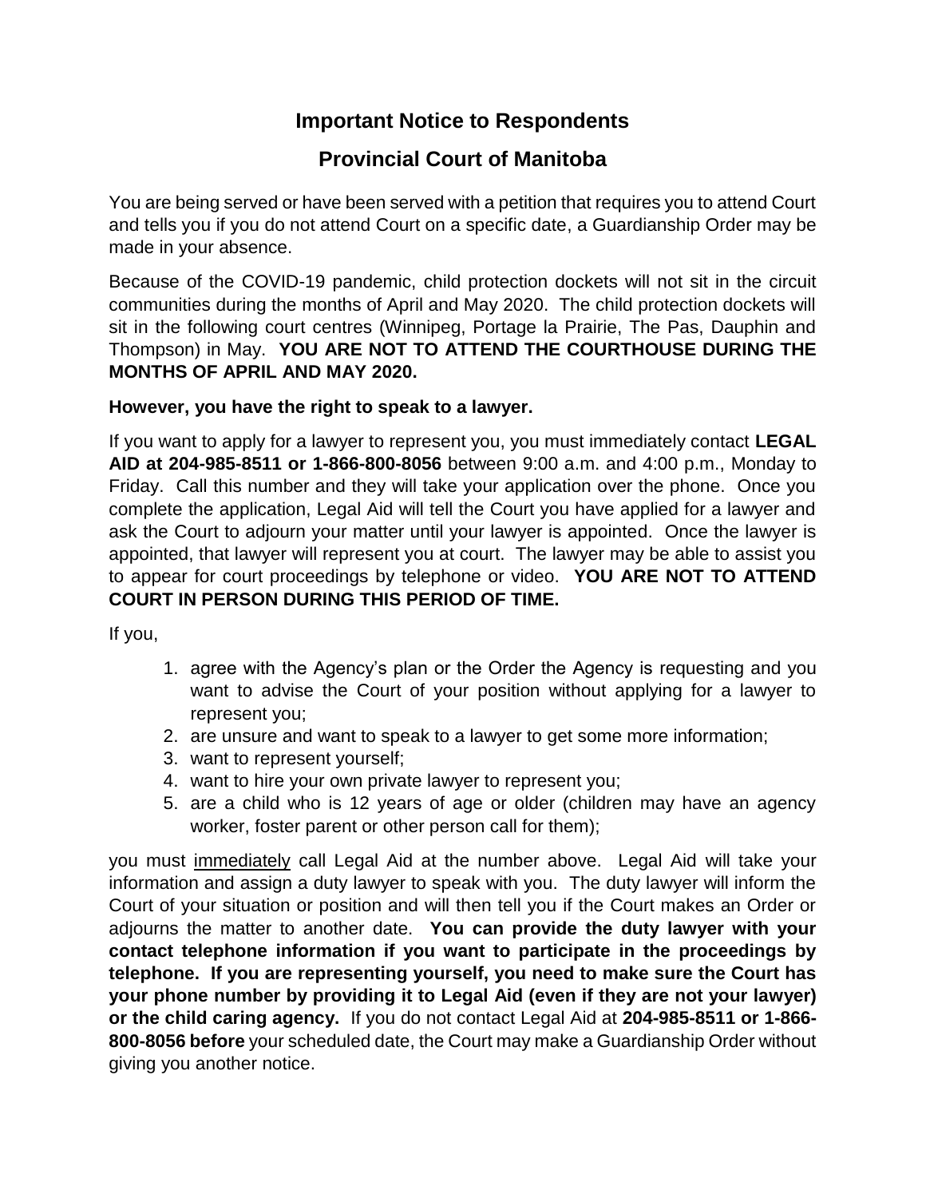# Important Notice to Respondents

# Provincial Court of Manitoba

You are being served or have been served with a petition that requires you to attend Court and tells you if you do not attend Court on a specific date, a Guardianship Order may be made in your absence.

Because of the COVID-19 pandemic, child protection dockets will not sit in the circuit communities during the months of April and May 2020. The child protection dockets will sit in the following court centres (Winnipeg, Portage la Prairie, The Pas, Dauphin and Thompson) in May. **YOU ARE NOT TO ATTEND THE COURTHOUSE DURING THE MONTHS OF APRIL AND MAY 2020.**

**However, you have the right to speak to a lawyer.**

If you want to apply for a lawyer to represent you, you must immediately contact **LEGAL AID at 204-985-8511 or 1-866-800-8056** between 9:00 a.m. and 4:00 p.m., Monday to Friday. Call this number and they will take your application over the phone. Once you complete the application, Legal Aid will tell the Court you have applied for a lawyer and ask the Court to adjourn your matter until your lawyer is appointed. Once the lawyer is appointed, that lawyer will represent you at court. The lawyer may be able to assist you to appear for court proceedings by telephone or video. **YOU ARE NOT TO ATTEND COURT IN PERSON DURING THIS PERIOD OF TIME.**

If you,

1. agree with the Agency's plan or the Order the Agency is requesting and you want to advise the Court of your position without applying for a lawyer to represent you;
2. are unsure and want to speak to a lawyer to get some more information;
3. want to represent yourself;
4. want to hire your own private lawyer to represent you;
5. are a child who is 12 years of age or older (children may have an agency worker, foster parent or other person call for them);

you must immediately call Legal Aid at the number above. Legal Aid will take your information and assign a duty lawyer to speak with you. The duty lawyer will inform the Court of your situation or position and will then tell you if the Court makes an Order or adjourns the matter to another date. **You can provide the duty lawyer with your contact telephone information if you want to participate in the proceedings by telephone. If you are representing yourself, you need to make sure the Court has your phone number by providing it to Legal Aid (even if they are not your lawyer) or the child caring agency.** If you do not contact Legal Aid at **204-985-8511 or 1-866-800-8056 before** your scheduled date, the Court may make a Guardianship Order without giving you another notice.